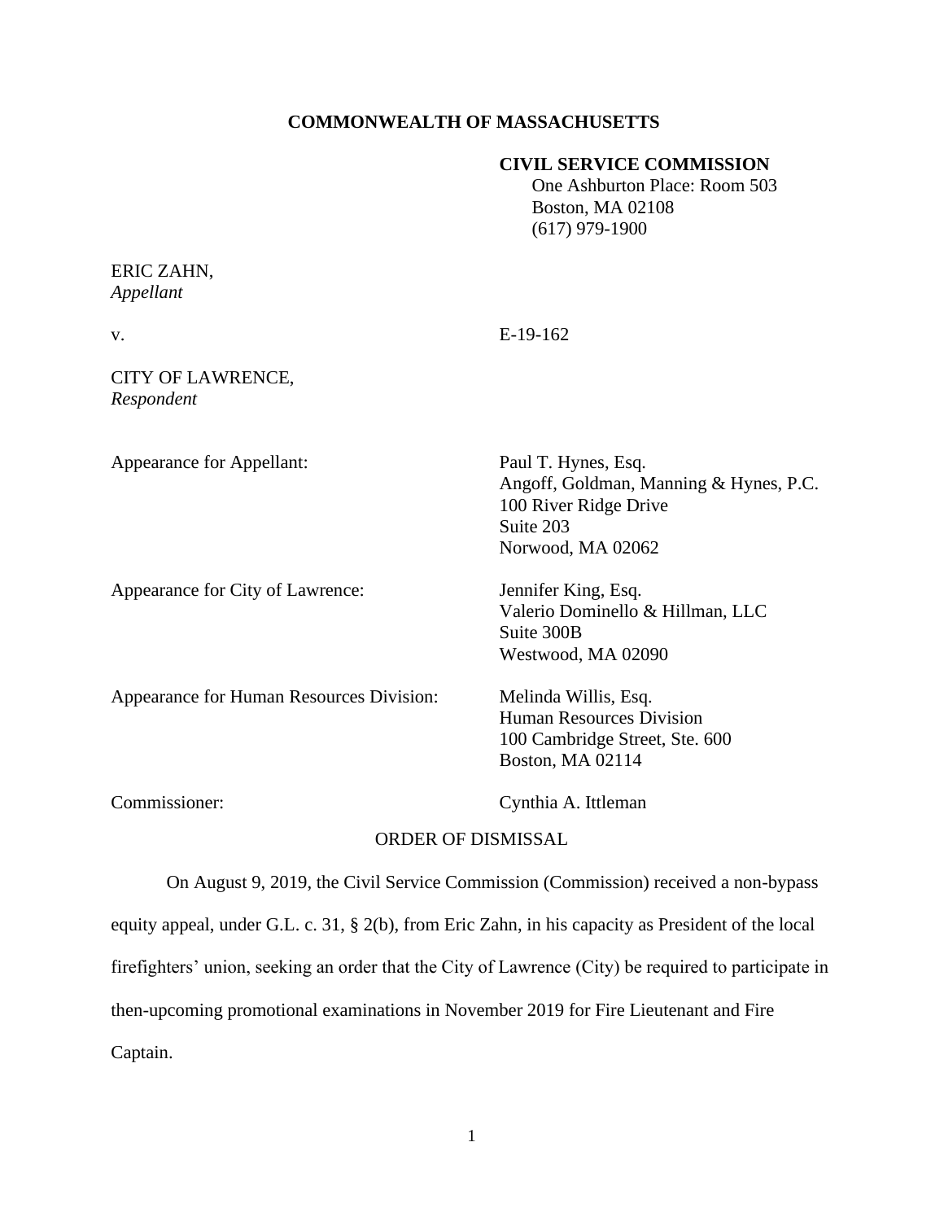**COMMONWEALTH OF MASSACHUSETTS**

**CIVIL SERVICE COMMISSION**
One Ashburton Place: Room 503
Boston, MA 02108
(617) 979-1900

ERIC ZAHN,
*Appellant*

v. E-19-162

CITY OF LAWRENCE,
*Respondent*

Appearance for Appellant: Paul T. Hynes, Esq.
Angoff, Goldman, Manning & Hynes, P.C.
100 River Ridge Drive
Suite 203
Norwood, MA 02062

Appearance for City of Lawrence: Jennifer King, Esq.
Valerio Dominello & Hillman, LLC
Suite 300B
Westwood, MA 02090

Appearance for Human Resources Division: Melinda Willis, Esq.
Human Resources Division
100 Cambridge Street, Ste. 600
Boston, MA 02114

Commissioner: Cynthia A. Ittleman

ORDER OF DISMISSAL

On August 9, 2019, the Civil Service Commission (Commission) received a non-bypass equity appeal, under G.L. c. 31, § 2(b), from Eric Zahn, in his capacity as President of the local firefighters' union, seeking an order that the City of Lawrence (City) be required to participate in then-upcoming promotional examinations in November 2019 for Fire Lieutenant and Fire Captain.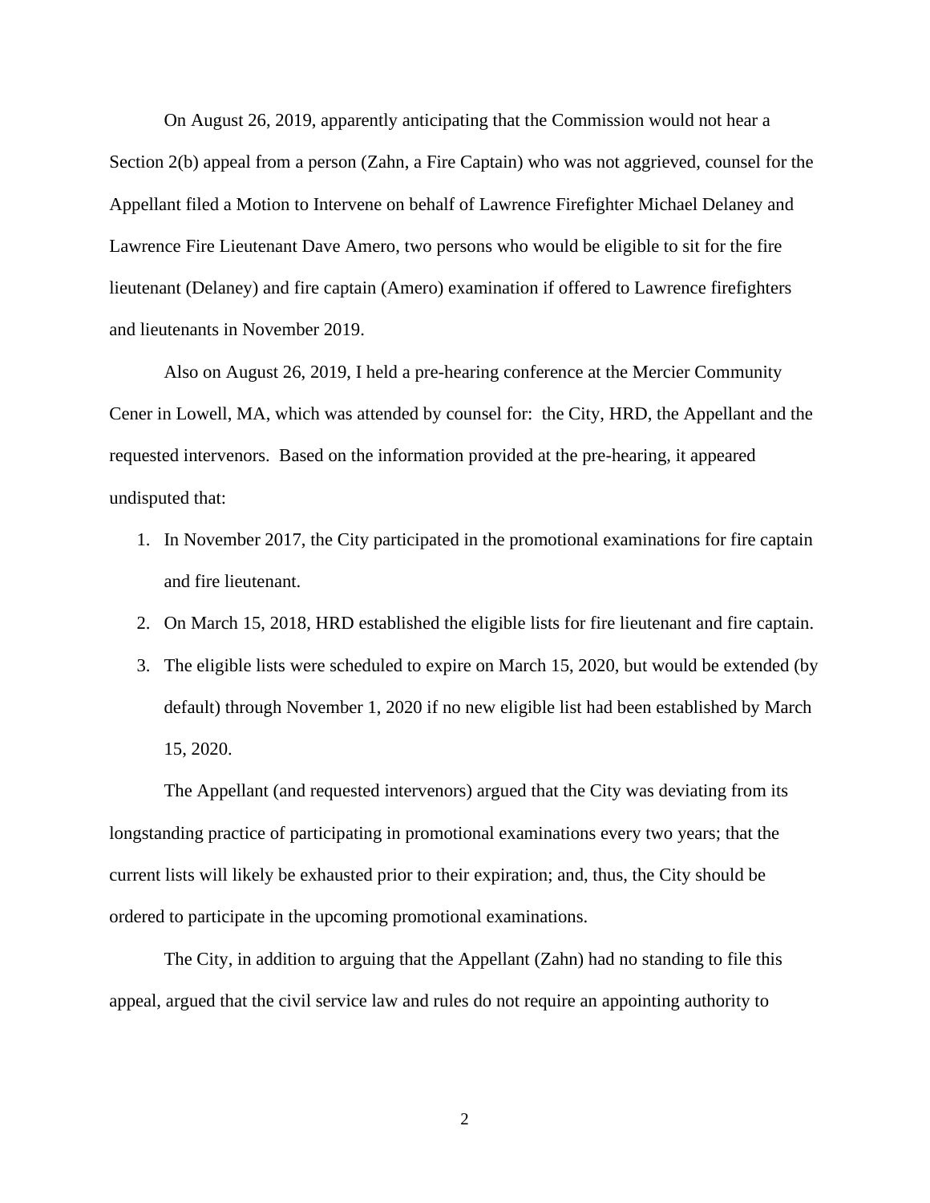On August 26, 2019, apparently anticipating that the Commission would not hear a Section 2(b) appeal from a person (Zahn, a Fire Captain) who was not aggrieved, counsel for the Appellant filed a Motion to Intervene on behalf of Lawrence Firefighter Michael Delaney and Lawrence Fire Lieutenant Dave Amero, two persons who would be eligible to sit for the fire lieutenant (Delaney) and fire captain (Amero) examination if offered to Lawrence firefighters and lieutenants in November 2019.

Also on August 26, 2019, I held a pre-hearing conference at the Mercier Community Cener in Lowell, MA, which was attended by counsel for: the City, HRD, the Appellant and the requested intervenors. Based on the information provided at the pre-hearing, it appeared undisputed that:

1. In November 2017, the City participated in the promotional examinations for fire captain and fire lieutenant.
2. On March 15, 2018, HRD established the eligible lists for fire lieutenant and fire captain.
3. The eligible lists were scheduled to expire on March 15, 2020, but would be extended (by default) through November 1, 2020 if no new eligible list had been established by March 15, 2020.

The Appellant (and requested intervenors) argued that the City was deviating from its longstanding practice of participating in promotional examinations every two years; that the current lists will likely be exhausted prior to their expiration; and, thus, the City should be ordered to participate in the upcoming promotional examinations.

The City, in addition to arguing that the Appellant (Zahn) had no standing to file this appeal, argued that the civil service law and rules do not require an appointing authority to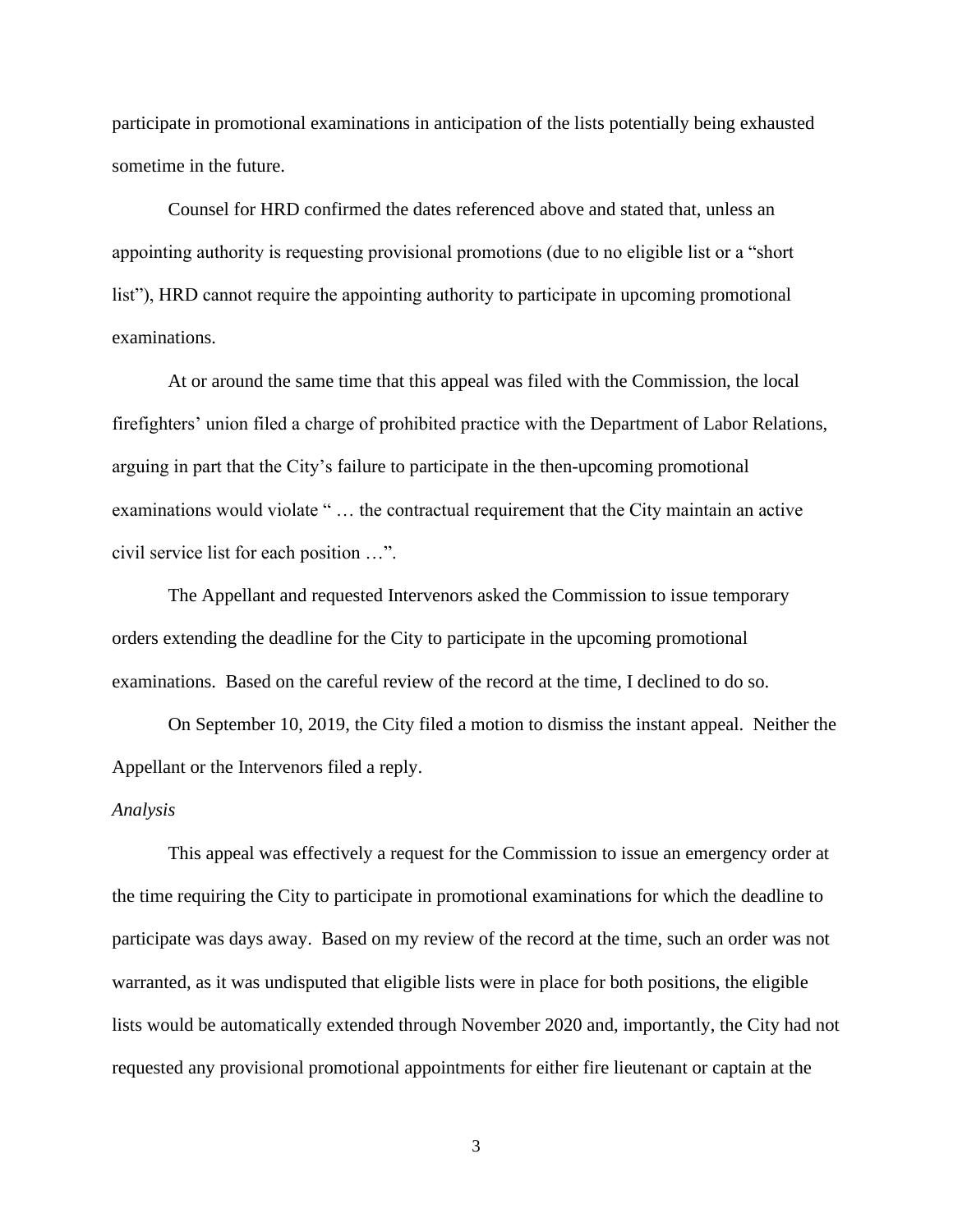participate in promotional examinations in anticipation of the lists potentially being exhausted sometime in the future.

Counsel for HRD confirmed the dates referenced above and stated that, unless an appointing authority is requesting provisional promotions (due to no eligible list or a "short list"), HRD cannot require the appointing authority to participate in upcoming promotional examinations.

At or around the same time that this appeal was filed with the Commission, the local firefighters' union filed a charge of prohibited practice with the Department of Labor Relations, arguing in part that the City's failure to participate in the then-upcoming promotional examinations would violate " … the contractual requirement that the City maintain an active civil service list for each position …".

The Appellant and requested Intervenors asked the Commission to issue temporary orders extending the deadline for the City to participate in the upcoming promotional examinations. Based on the careful review of the record at the time, I declined to do so.

On September 10, 2019, the City filed a motion to dismiss the instant appeal. Neither the Appellant or the Intervenors filed a reply.

*Analysis*

This appeal was effectively a request for the Commission to issue an emergency order at the time requiring the City to participate in promotional examinations for which the deadline to participate was days away. Based on my review of the record at the time, such an order was not warranted, as it was undisputed that eligible lists were in place for both positions, the eligible lists would be automatically extended through November 2020 and, importantly, the City had not requested any provisional promotional appointments for either fire lieutenant or captain at the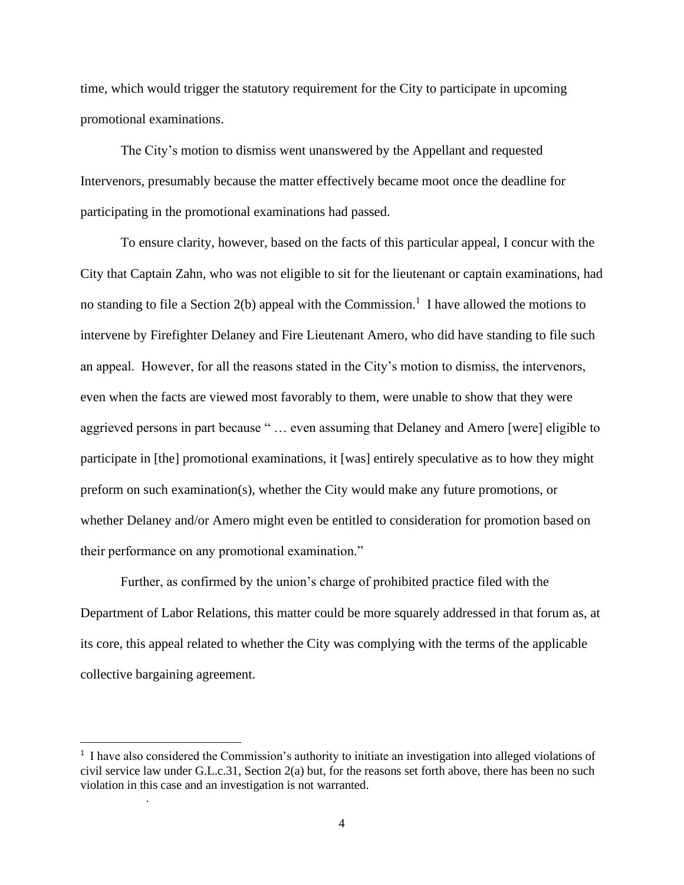time, which would trigger the statutory requirement for the City to participate in upcoming promotional examinations.

The City's motion to dismiss went unanswered by the Appellant and requested Intervenors, presumably because the matter effectively became moot once the deadline for participating in the promotional examinations had passed.

To ensure clarity, however, based on the facts of this particular appeal, I concur with the City that Captain Zahn, who was not eligible to sit for the lieutenant or captain examinations, had no standing to file a Section 2(b) appeal with the Commission.[1] I have allowed the motions to intervene by Firefighter Delaney and Fire Lieutenant Amero, who did have standing to file such an appeal. However, for all the reasons stated in the City's motion to dismiss, the intervenors, even when the facts are viewed most favorably to them, were unable to show that they were aggrieved persons in part because " … even assuming that Delaney and Amero [were] eligible to participate in [the] promotional examinations, it [was] entirely speculative as to how they might preform on such examination(s), whether the City would make any future promotions, or whether Delaney and/or Amero might even be entitled to consideration for promotion based on their performance on any promotional examination."

Further, as confirmed by the union's charge of prohibited practice filed with the Department of Labor Relations, this matter could be more squarely addressed in that forum as, at its core, this appeal related to whether the City was complying with the terms of the applicable collective bargaining agreement.

[1] I have also considered the Commission's authority to initiate an investigation into alleged violations of civil service law under G.L.c.31, Section 2(a) but, for the reasons set forth above, there has been no such violation in this case and an investigation is not warranted.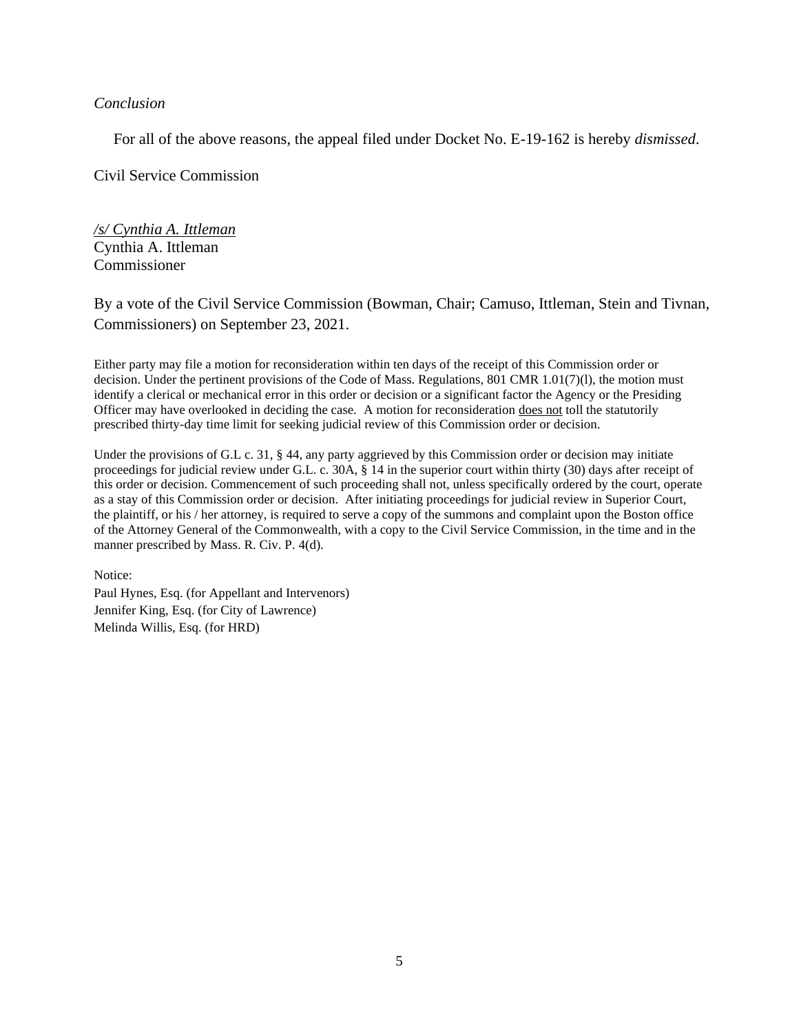*Conclusion*

For all of the above reasons, the appeal filed under Docket No. E-19-162 is hereby *dismissed.*

Civil Service Commission

*/s/ Cynthia A. Ittleman*
Cynthia A. Ittleman
Commissioner

By a vote of the Civil Service Commission (Bowman, Chair; Camuso, Ittleman, Stein and Tivnan, Commissioners) on September 23, 2021.

Either party may file a motion for reconsideration within ten days of the receipt of this Commission order or decision. Under the pertinent provisions of the Code of Mass. Regulations, 801 CMR 1.01(7)(l), the motion must identify a clerical or mechanical error in this order or decision or a significant factor the Agency or the Presiding Officer may have overlooked in deciding the case. A motion for reconsideration does not toll the statutorily prescribed thirty-day time limit for seeking judicial review of this Commission order or decision.

Under the provisions of G.L c. 31, § 44, any party aggrieved by this Commission order or decision may initiate proceedings for judicial review under G.L. c. 30A, § 14 in the superior court within thirty (30) days after receipt of this order or decision. Commencement of such proceeding shall not, unless specifically ordered by the court, operate as a stay of this Commission order or decision. After initiating proceedings for judicial review in Superior Court, the plaintiff, or his / her attorney, is required to serve a copy of the summons and complaint upon the Boston office of the Attorney General of the Commonwealth, with a copy to the Civil Service Commission, in the time and in the manner prescribed by Mass. R. Civ. P. 4(d).

Notice:
Paul Hynes, Esq. (for Appellant and Intervenors)
Jennifer King, Esq. (for City of Lawrence)
Melinda Willis, Esq. (for HRD)